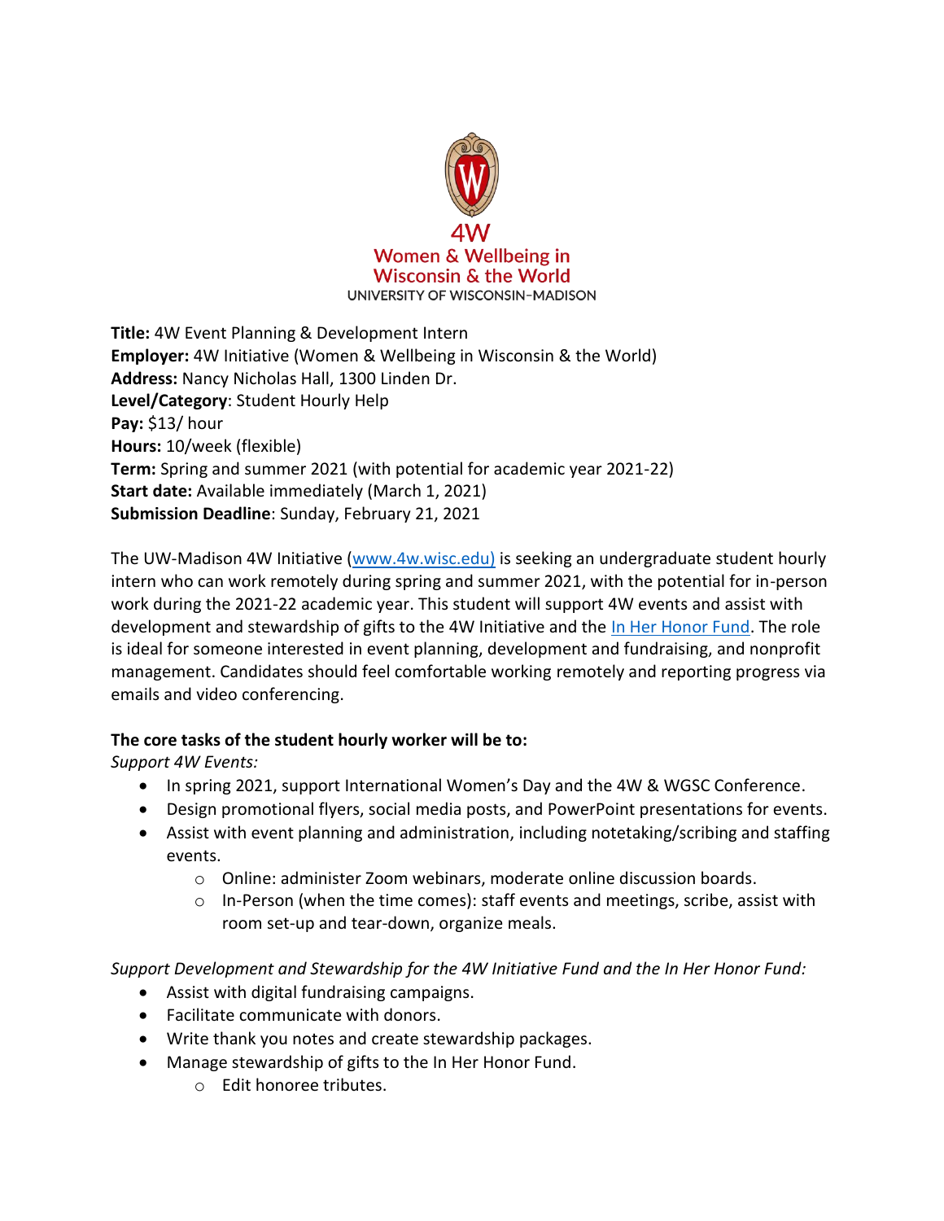4W
Women & Wellbeing in
Wisconsin & the World
UNIVERSITY OF WISCONSIN–MADISON

**Title:** 4W Event Planning & Development Intern
**Employer:** 4W Initiative (Women & Wellbeing in Wisconsin & the World)
**Address:** Nancy Nicholas Hall, 1300 Linden Dr.
**Level/Category**: Student Hourly Help
**Pay:** $13/ hour
**Hours:** 10/week (flexible)
**Term:** Spring and summer 2021 (with potential for academic year 2021-22)
**Start date:** Available immediately (March 1, 2021)
**Submission Deadline**: Sunday, February 21, 2021

The UW-Madison 4W Initiative (www.4w.wisc.edu) is seeking an undergraduate student hourly intern who can work remotely during spring and summer 2021, with the potential for in-person work during the 2021-22 academic year. This student will support 4W events and assist with development and stewardship of gifts to the 4W Initiative and the In Her Honor Fund. The role is ideal for someone interested in event planning, development and fundraising, and nonprofit management. Candidates should feel comfortable working remotely and reporting progress via emails and video conferencing.

**The core tasks of the student hourly worker will be to:**

*Support 4W Events:*

- In spring 2021, support International Women's Day and the 4W & WGSC Conference.
- Design promotional flyers, social media posts, and PowerPoint presentations for events.
- Assist with event planning and administration, including notetaking/scribing and staffing events.
  - Online: administer Zoom webinars, moderate online discussion boards.
  - In-Person (when the time comes): staff events and meetings, scribe, assist with room set-up and tear-down, organize meals.

*Support Development and Stewardship for the 4W Initiative Fund and the In Her Honor Fund:*

- Assist with digital fundraising campaigns.
- Facilitate communicate with donors.
- Write thank you notes and create stewardship packages.
- Manage stewardship of gifts to the In Her Honor Fund.
  - Edit honoree tributes.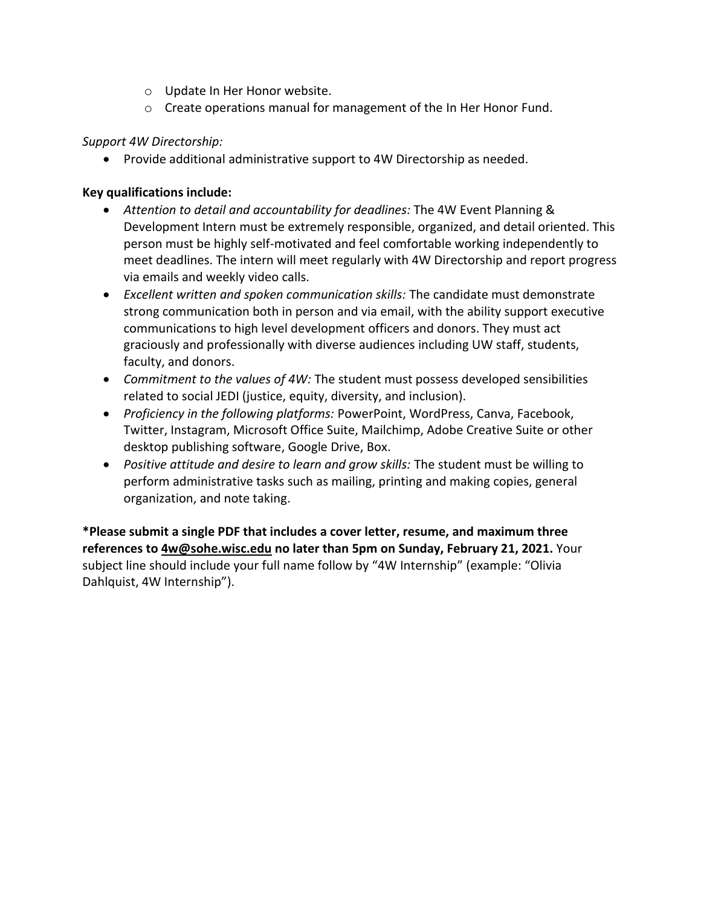- Update In Her Honor website.
  - Create operations manual for management of the In Her Honor Fund.

*Support 4W Directorship:*

- Provide additional administrative support to 4W Directorship as needed.

**Key qualifications include:**

- *Attention to detail and accountability for deadlines:* The 4W Event Planning & Development Intern must be extremely responsible, organized, and detail oriented. This person must be highly self-motivated and feel comfortable working independently to meet deadlines. The intern will meet regularly with 4W Directorship and report progress via emails and weekly video calls.
- *Excellent written and spoken communication skills:* The candidate must demonstrate strong communication both in person and via email, with the ability support executive communications to high level development officers and donors. They must act graciously and professionally with diverse audiences including UW staff, students, faculty, and donors.
- *Commitment to the values of 4W:* The student must possess developed sensibilities related to social JEDI (justice, equity, diversity, and inclusion).
- *Proficiency in the following platforms:* PowerPoint, WordPress, Canva, Facebook, Twitter, Instagram, Microsoft Office Suite, Mailchimp, Adobe Creative Suite or other desktop publishing software, Google Drive, Box.
- *Positive attitude and desire to learn and grow skills:* The student must be willing to perform administrative tasks such as mailing, printing and making copies, general organization, and note taking.

**\*Please submit a single PDF that includes a cover letter, resume, and maximum three references to 4w@sohe.wisc.edu no later than 5pm on Sunday, February 21, 2021.** Your subject line should include your full name follow by "4W Internship" (example: "Olivia Dahlquist, 4W Internship").